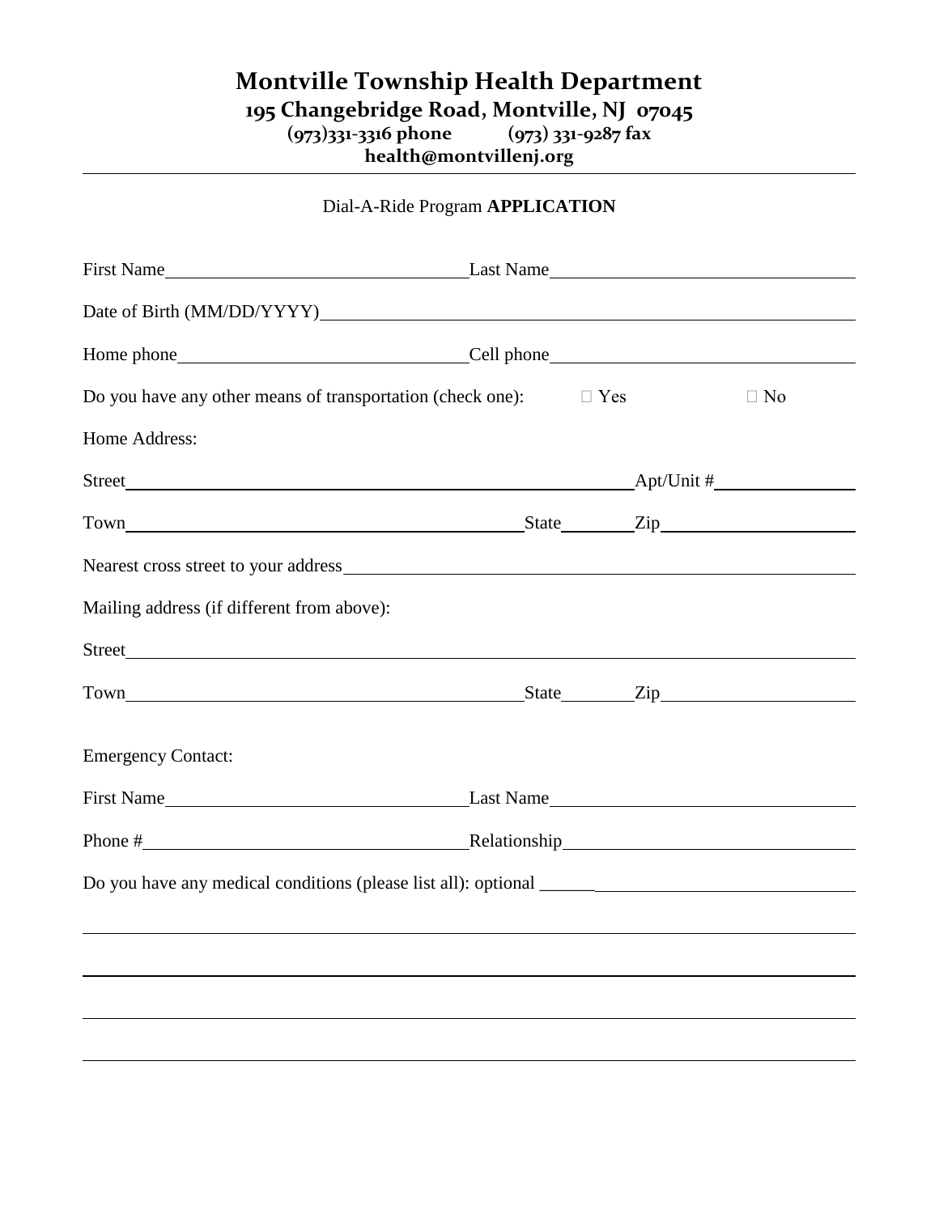# Montville Township Health Department

**195 Changebridge Road, Montville, NJ 07045**
**(973)331-3316 phone (973) 331-9287 fax**
**health@montvillenj.org**

---

Dial-A-Ride Program **APPLICATION**

First Name____________________ Last Name____________________

Date of Birth (MM/DD/YYYY)________________________________________

Home phone____________________ Cell phone____________________

Do you have any other means of transportation (check one): ☐ Yes ☐ No

Home Address:

Street________________________________________ Apt/Unit #__________

Town______________________________ State______ Zip______________

Nearest cross street to your address________________________________________

Mailing address (if different from above):

Street________________________________________________________________

Town______________________________ State______ Zip______________

Emergency Contact:

First Name____________________ Last Name____________________

Phone #____________________ Relationship____________________

Do you have any medical conditions (please list all): optional ______________________________

________________________________________________________________

________________________________________________________________

________________________________________________________________

________________________________________________________________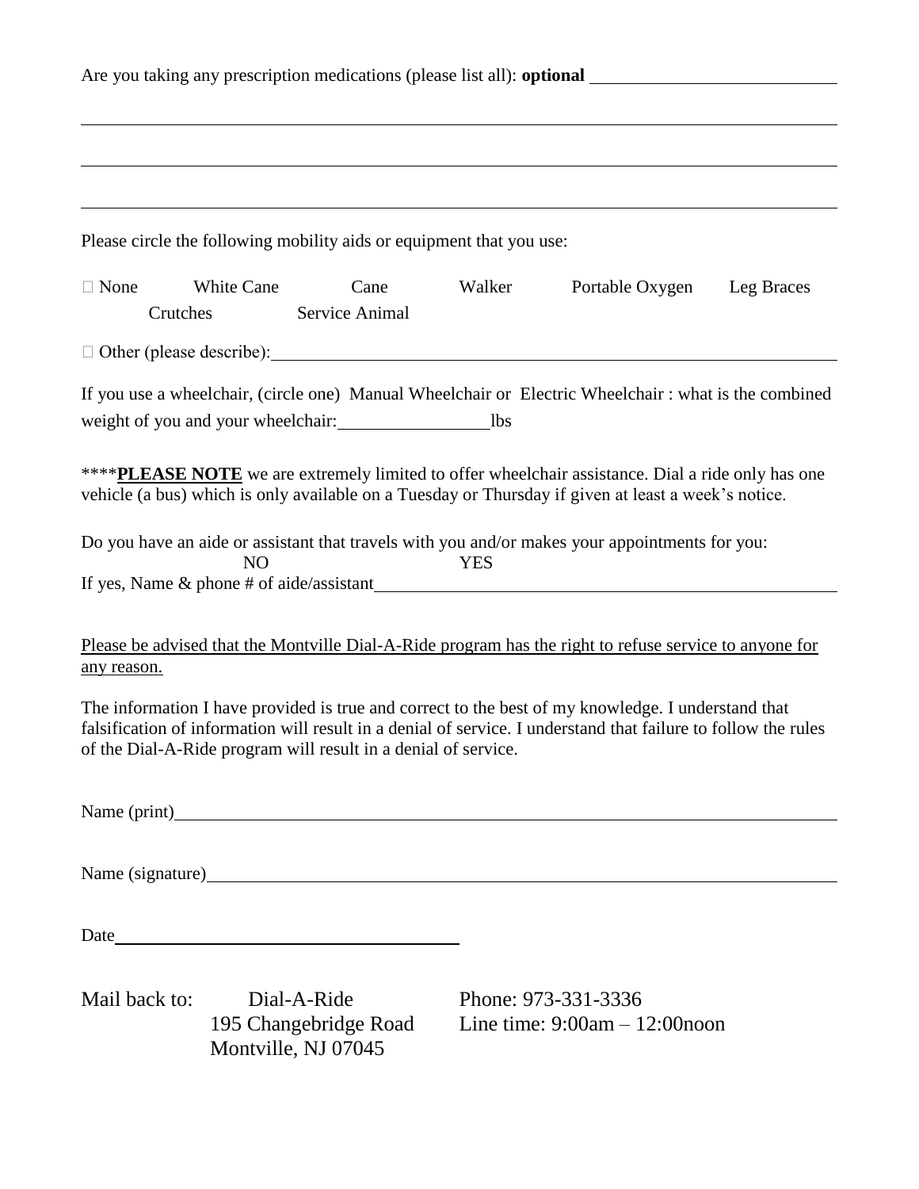Are you taking any prescription medications (please list all): **optional** ____________________________

______________________________________________________________________________

______________________________________________________________________________

______________________________________________________________________________

Please circle the following mobility aids or equipment that you use:

☐ None  White Cane  Cane  Walker  Portable Oxygen  Leg Braces  Crutches  Service Animal

☐ Other (please describe): ____________________________________________________________

If you use a wheelchair, (circle one) Manual Wheelchair or Electric Wheelchair : what is the combined weight of you and your wheelchair: ________________ lbs

\*\*\*\***PLEASE NOTE** we are extremely limited to offer wheelchair assistance. Dial a ride only has one vehicle (a bus) which is only available on a Tuesday or Thursday if given at least a week's notice.

Do you have an aide or assistant that travels with you and/or makes your appointments for you:
NO  YES
If yes, Name & phone # of aide/assistant ____________________________________________

Please be advised that the Montville Dial-A-Ride program has the right to refuse service to anyone for any reason.

The information I have provided is true and correct to the best of my knowledge. I understand that falsification of information will result in a denial of service. I understand that failure to follow the rules of the Dial-A-Ride program will result in a denial of service.

Name (print) ______________________________________________________________________

Name (signature) __________________________________________________________________

Date ____________________________________

Mail back to:
Dial-A-Ride
195 Changebridge Road
Montville, NJ 07045

Phone: 973-331-3336
Line time: 9:00am – 12:00noon